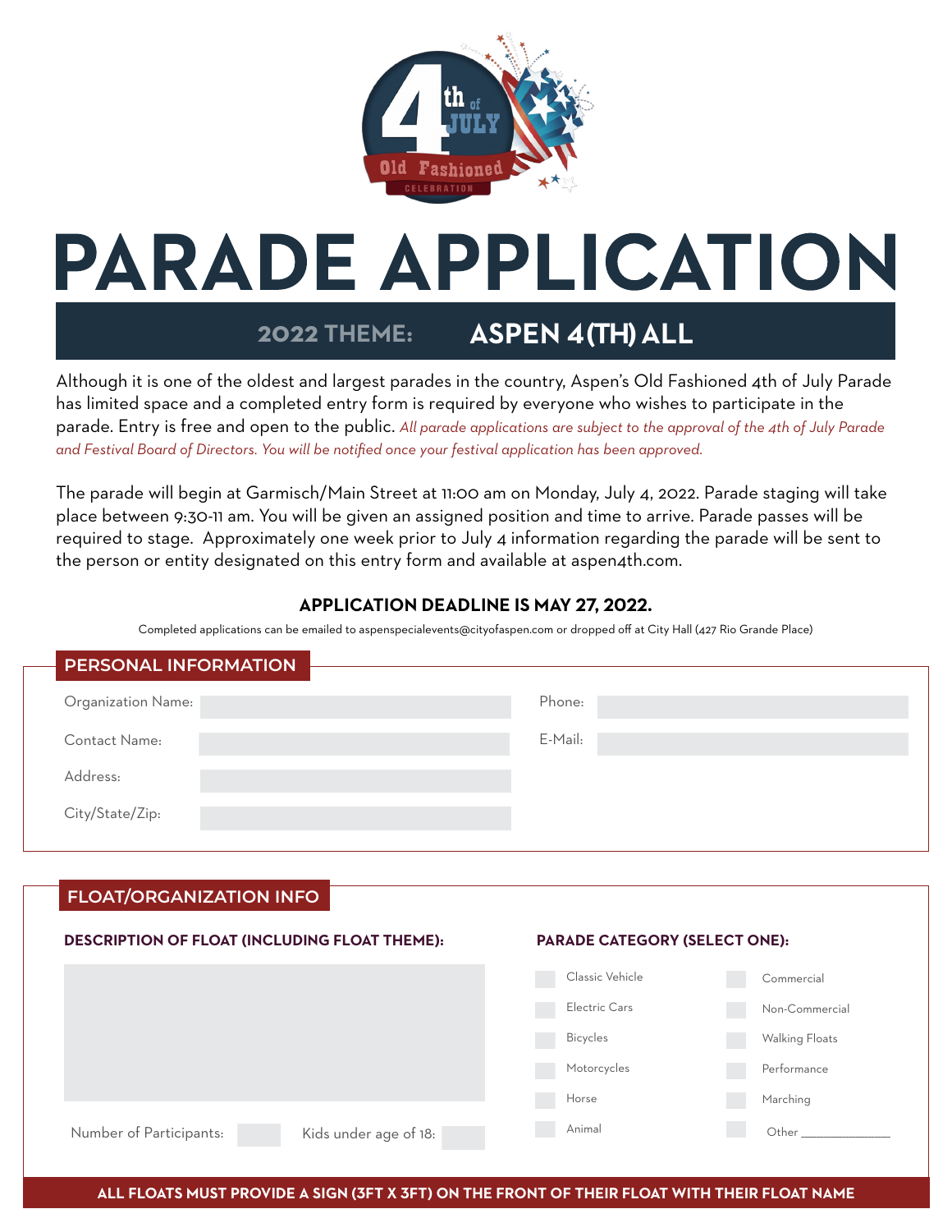# PARADE APPLICATION

## 2022 THEME: ASPEN 4(TH) ALL

Although it is one of the oldest and largest parades in the country, Aspen's Old Fashioned 4th of July Parade has limited space and a completed entry form is required by everyone who wishes to participate in the parade. Entry is free and open to the public. *All parade applications are subject to the approval of the 4th of July Parade and Festival Board of Directors. You will be notified once your festival application has been approved.*

The parade will begin at Garmisch/Main Street at 11:00 am on Monday, July 4, 2022. Parade staging will take place between 9:30-11 am. You will be given an assigned position and time to arrive. Parade passes will be required to stage. Approximately one week prior to July 4 information regarding the parade will be sent to the person or entity designated on this entry form and available at aspen4th.com.

**APPLICATION DEADLINE IS MAY 27, 2022.**

Completed applications can be emailed to aspenspecialevents@cityofaspen.com or dropped off at City Hall (427 Rio Grande Place)

## PERSONAL INFORMATION

Organization Name: ____________ Phone: ____________

Contact Name: ____________ E-Mail: ____________

Address: ____________

City/State/Zip: ____________

## FLOAT/ORGANIZATION INFO

**DESCRIPTION OF FLOAT (INCLUDING FLOAT THEME):**

____________

Number of Participants: ______ Kids under age of 18: ______

**PARADE CATEGORY (SELECT ONE):**

- [ ] Classic Vehicle
- [ ] Electric Cars
- [ ] Bicycles
- [ ] Motorcycles
- [ ] Horse
- [ ] Animal
- [ ] Commercial
- [ ] Non-Commercial
- [ ] Walking Floats
- [ ] Performance
- [ ] Marching
- [ ] Other ______________

**ALL FLOATS MUST PROVIDE A SIGN (3FT X 3FT) ON THE FRONT OF THEIR FLOAT WITH THEIR FLOAT NAME**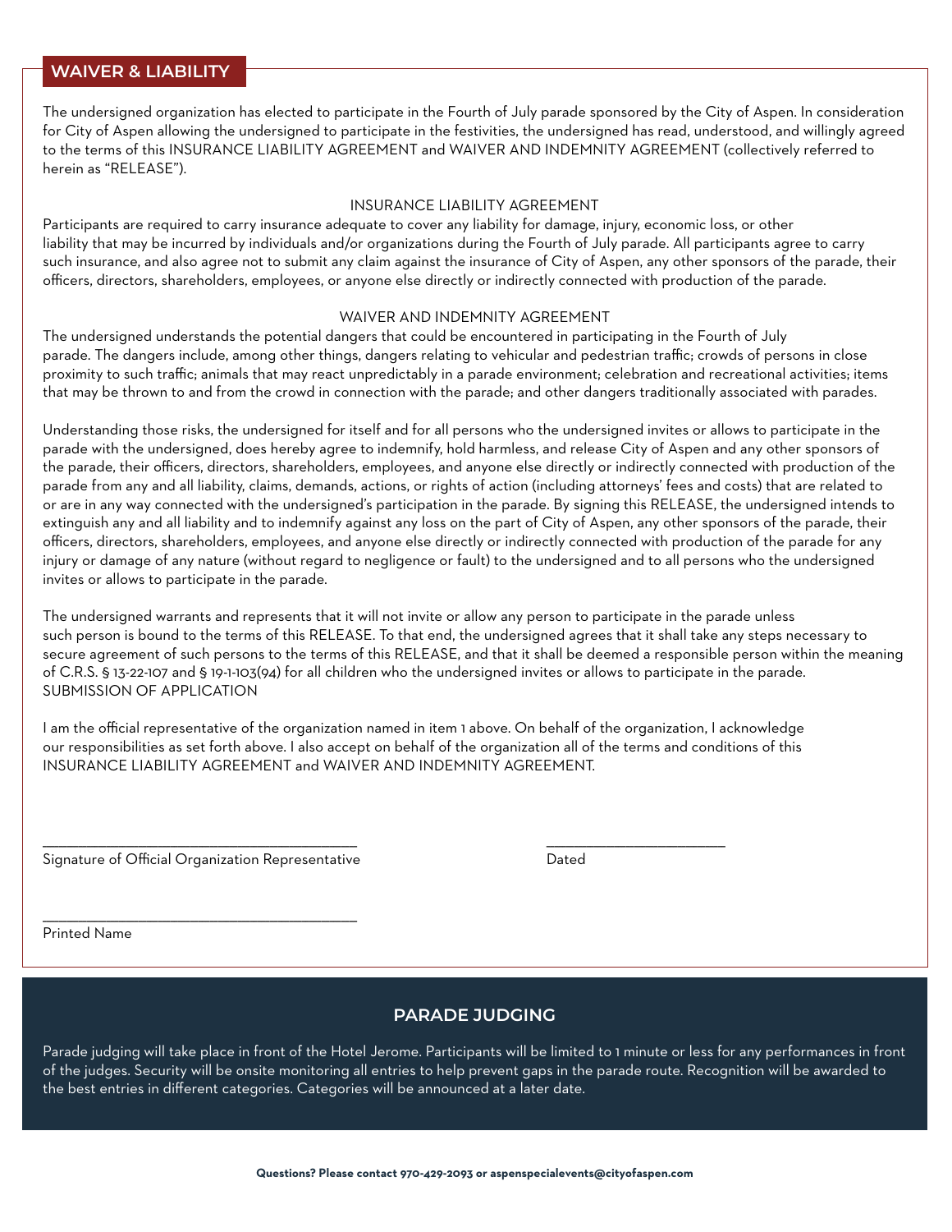## WAIVER & LIABILITY

The undersigned organization has elected to participate in the Fourth of July parade sponsored by the City of Aspen. In consideration for City of Aspen allowing the undersigned to participate in the festivities, the undersigned has read, understood, and willingly agreed to the terms of this INSURANCE LIABILITY AGREEMENT and WAIVER AND INDEMNITY AGREEMENT (collectively referred to herein as "RELEASE").

### INSURANCE LIABILITY AGREEMENT

Participants are required to carry insurance adequate to cover any liability for damage, injury, economic loss, or other liability that may be incurred by individuals and/or organizations during the Fourth of July parade. All participants agree to carry such insurance, and also agree not to submit any claim against the insurance of City of Aspen, any other sponsors of the parade, their officers, directors, shareholders, employees, or anyone else directly or indirectly connected with production of the parade.

### WAIVER AND INDEMNITY AGREEMENT

The undersigned understands the potential dangers that could be encountered in participating in the Fourth of July parade. The dangers include, among other things, dangers relating to vehicular and pedestrian traffic; crowds of persons in close proximity to such traffic; animals that may react unpredictably in a parade environment; celebration and recreational activities; items that may be thrown to and from the crowd in connection with the parade; and other dangers traditionally associated with parades.

Understanding those risks, the undersigned for itself and for all persons who the undersigned invites or allows to participate in the parade with the undersigned, does hereby agree to indemnify, hold harmless, and release City of Aspen and any other sponsors of the parade, their officers, directors, shareholders, employees, and anyone else directly or indirectly connected with production of the parade from any and all liability, claims, demands, actions, or rights of action (including attorneys' fees and costs) that are related to or are in any way connected with the undersigned's participation in the parade. By signing this RELEASE, the undersigned intends to extinguish any and all liability and to indemnify against any loss on the part of City of Aspen, any other sponsors of the parade, their officers, directors, shareholders, employees, and anyone else directly or indirectly connected with production of the parade for any injury or damage of any nature (without regard to negligence or fault) to the undersigned and to all persons who the undersigned invites or allows to participate in the parade.

The undersigned warrants and represents that it will not invite or allow any person to participate in the parade unless such person is bound to the terms of this RELEASE. To that end, the undersigned agrees that it shall take any steps necessary to secure agreement of such persons to the terms of this RELEASE, and that it shall be deemed a responsible person within the meaning of C.R.S. § 13-22-107 and § 19-1-103(94) for all children who the undersigned invites or allows to participate in the parade.

SUBMISSION OF APPLICATION

I am the official representative of the organization named in item 1 above. On behalf of the organization, I acknowledge our responsibilities as set forth above. I also accept on behalf of the organization all of the terms and conditions of this INSURANCE LIABILITY AGREEMENT and WAIVER AND INDEMNITY AGREEMENT.

_________________________________________ Signature of Official Organization Representative

_______________________ Dated

_________________________________________ Printed Name

## PARADE JUDGING

Parade judging will take place in front of the Hotel Jerome. Participants will be limited to 1 minute or less for any performances in front of the judges. Security will be onsite monitoring all entries to help prevent gaps in the parade route. Recognition will be awarded to the best entries in different categories. Categories will be announced at a later date.

**Questions? Please contact 970-429-2093 or aspenspecialevents@cityofaspen.com**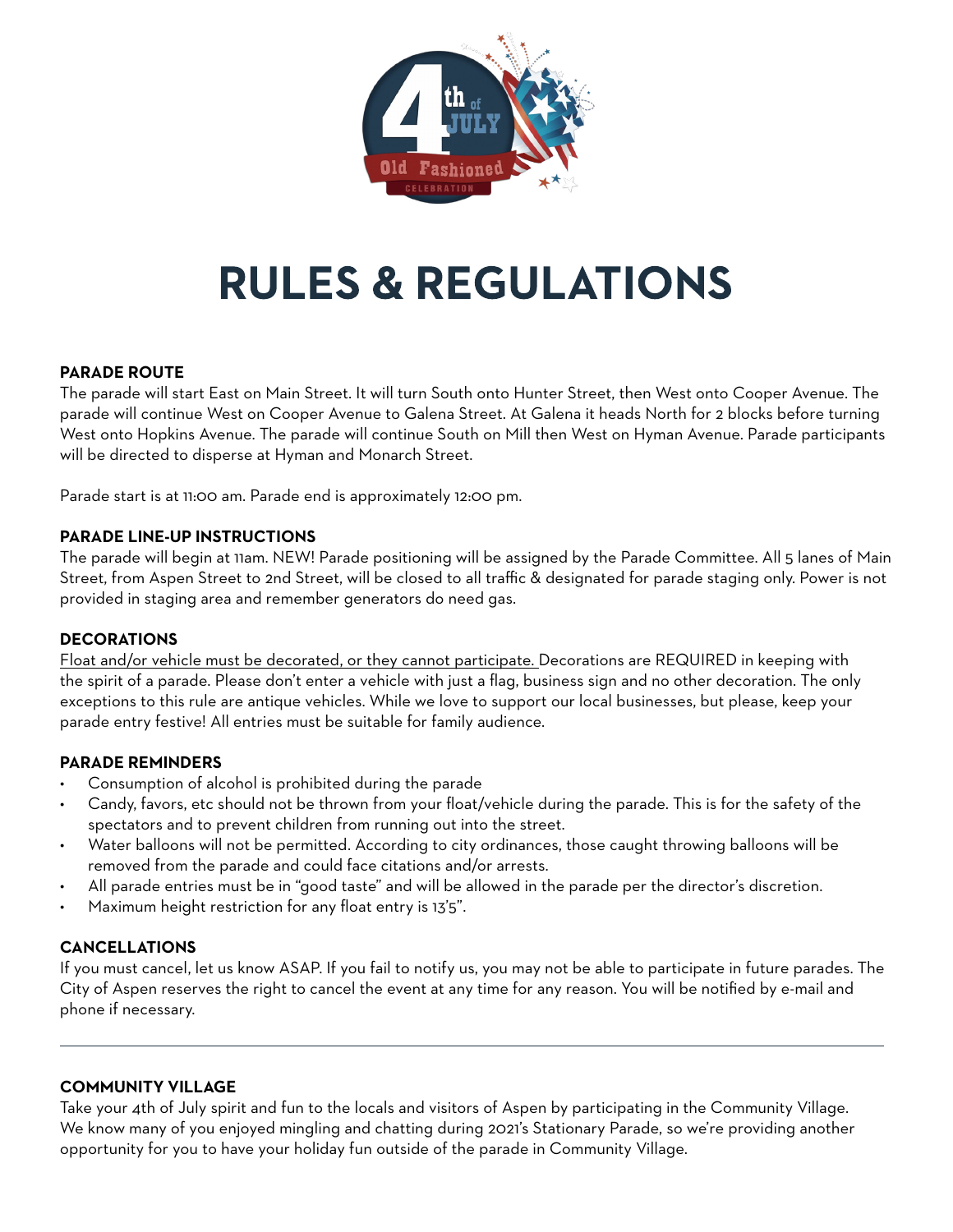# RULES & REGULATIONS

**PARADE ROUTE**

The parade will start East on Main Street. It will turn South onto Hunter Street, then West onto Cooper Avenue. The parade will continue West on Cooper Avenue to Galena Street. At Galena it heads North for 2 blocks before turning West onto Hopkins Avenue. The parade will continue South on Mill then West on Hyman Avenue. Parade participants will be directed to disperse at Hyman and Monarch Street.

Parade start is at 11:00 am. Parade end is approximately 12:00 pm.

**PARADE LINE-UP INSTRUCTIONS**

The parade will begin at 11am. NEW! Parade positioning will be assigned by the Parade Committee. All 5 lanes of Main Street, from Aspen Street to 2nd Street, will be closed to all traffic & designated for parade staging only. Power is not provided in staging area and remember generators do need gas.

**DECORATIONS**

Float and/or vehicle must be decorated, or they cannot participate. Decorations are REQUIRED in keeping with the spirit of a parade. Please don't enter a vehicle with just a flag, business sign and no other decoration. The only exceptions to this rule are antique vehicles. While we love to support our local businesses, but please, keep your parade entry festive! All entries must be suitable for family audience.

**PARADE REMINDERS**

- Consumption of alcohol is prohibited during the parade
- Candy, favors, etc should not be thrown from your float/vehicle during the parade. This is for the safety of the spectators and to prevent children from running out into the street.
- Water balloons will not be permitted. According to city ordinances, those caught throwing balloons will be removed from the parade and could face citations and/or arrests.
- All parade entries must be in "good taste" and will be allowed in the parade per the director's discretion.
- Maximum height restriction for any float entry is 13'5".

**CANCELLATIONS**

If you must cancel, let us know ASAP. If you fail to notify us, you may not be able to participate in future parades. The City of Aspen reserves the right to cancel the event at any time for any reason. You will be notified by e-mail and phone if necessary.

---

**COMMUNITY VILLAGE**

Take your 4th of July spirit and fun to the locals and visitors of Aspen by participating in the Community Village. We know many of you enjoyed mingling and chatting during 2021's Stationary Parade, so we're providing another opportunity for you to have your holiday fun outside of the parade in Community Village.